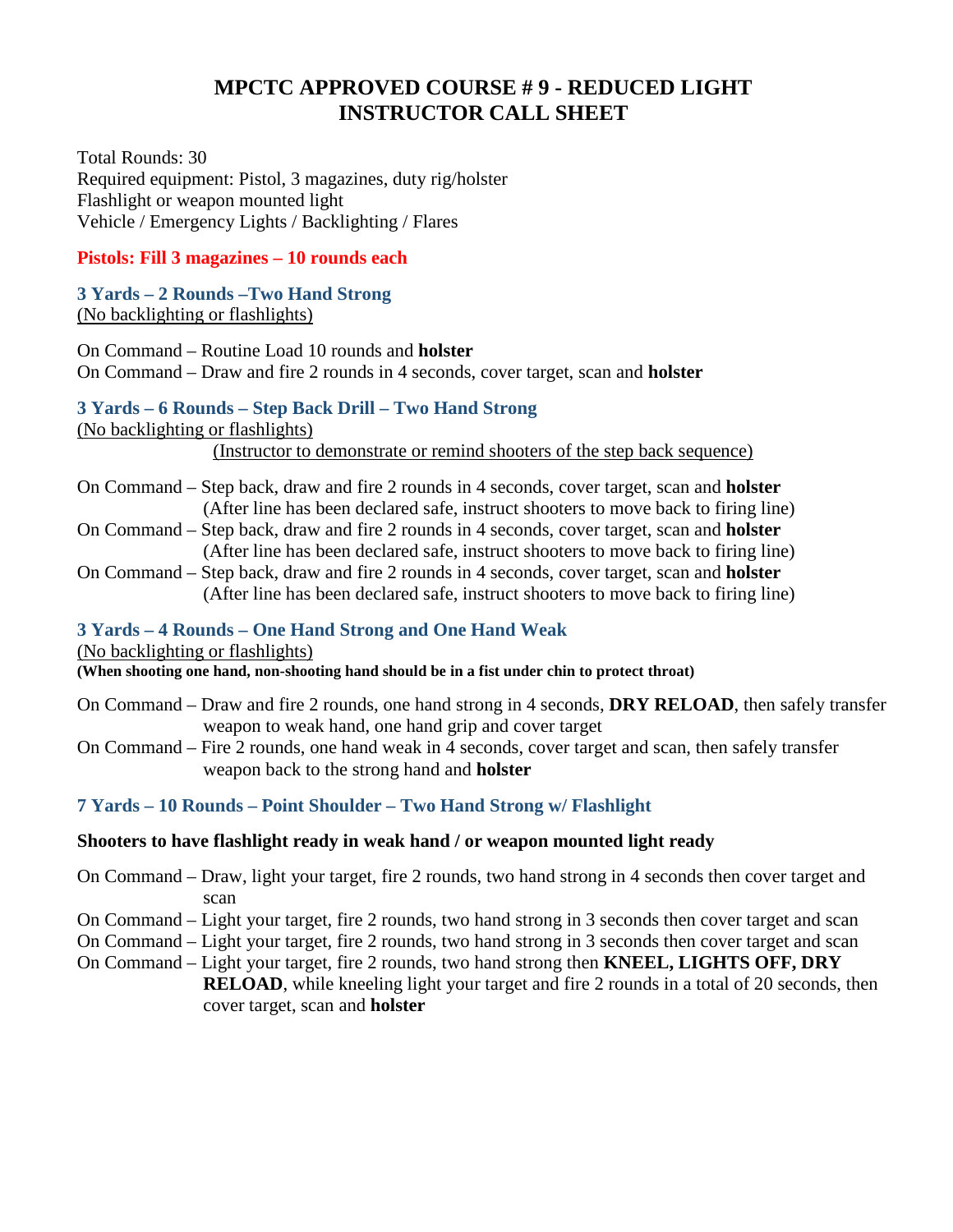# MPCTC APPROVED COURSE # 9 - REDUCED LIGHT INSTRUCTOR CALL SHEET

Total Rounds: 30
Required equipment: Pistol, 3 magazines, duty rig/holster
Flashlight or weapon mounted light
Vehicle / Emergency Lights / Backlighting / Flares

**Pistols: Fill 3 magazines – 10 rounds each**

### 3 Yards – 2 Rounds –Two Hand Strong

(No backlighting or flashlights)

On Command – Routine Load 10 rounds and **holster**
On Command – Draw and fire 2 rounds in 4 seconds, cover target, scan and **holster**

### 3 Yards – 6 Rounds – Step Back Drill – Two Hand Strong

(No backlighting or flashlights)

(Instructor to demonstrate or remind shooters of the step back sequence)

On Command – Step back, draw and fire 2 rounds in 4 seconds, cover target, scan and **holster**
(After line has been declared safe, instruct shooters to move back to firing line)
On Command – Step back, draw and fire 2 rounds in 4 seconds, cover target, scan and **holster**
(After line has been declared safe, instruct shooters to move back to firing line)
On Command – Step back, draw and fire 2 rounds in 4 seconds, cover target, scan and **holster**
(After line has been declared safe, instruct shooters to move back to firing line)

### 3 Yards – 4 Rounds – One Hand Strong and One Hand Weak

(No backlighting or flashlights)

**(When shooting one hand, non-shooting hand should be in a fist under chin to protect throat)**

On Command – Draw and fire 2 rounds, one hand strong in 4 seconds, **DRY RELOAD**, then safely transfer weapon to weak hand, one hand grip and cover target
On Command – Fire 2 rounds, one hand weak in 4 seconds, cover target and scan, then safely transfer weapon back to the strong hand and **holster**

### 7 Yards – 10 Rounds – Point Shoulder – Two Hand Strong w/ Flashlight

**Shooters to have flashlight ready in weak hand / or weapon mounted light ready**

On Command – Draw, light your target, fire 2 rounds, two hand strong in 4 seconds then cover target and scan
On Command – Light your target, fire 2 rounds, two hand strong in 3 seconds then cover target and scan
On Command – Light your target, fire 2 rounds, two hand strong in 3 seconds then cover target and scan
On Command – Light your target, fire 2 rounds, two hand strong then **KNEEL, LIGHTS OFF, DRY RELOAD**, while kneeling light your target and fire 2 rounds in a total of 20 seconds, then cover target, scan and **holster**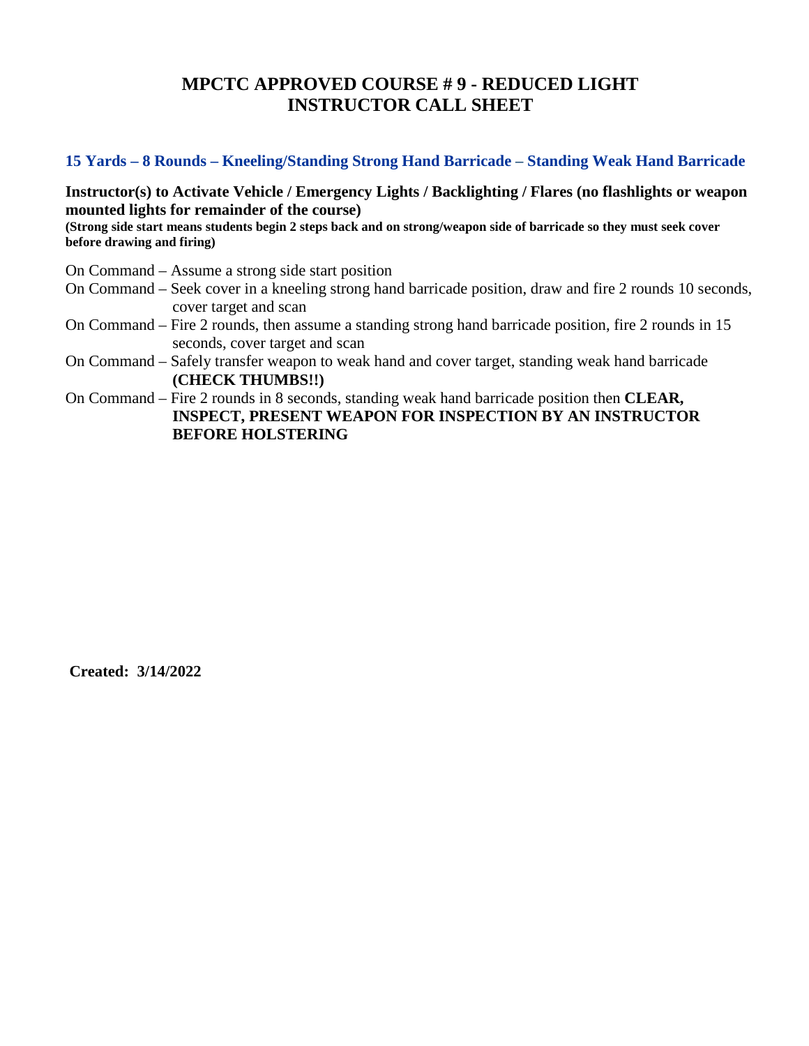# MPCTC APPROVED COURSE # 9 - REDUCED LIGHT
# INSTRUCTOR CALL SHEET

### 15 Yards – 8 Rounds – Kneeling/Standing Strong Hand Barricade – Standing Weak Hand Barricade

**Instructor(s) to Activate Vehicle / Emergency Lights / Backlighting / Flares (no flashlights or weapon mounted lights for remainder of the course)**

**(Strong side start means students begin 2 steps back and on strong/weapon side of barricade so they must seek cover before drawing and firing)**

On Command – Assume a strong side start position

On Command – Seek cover in a kneeling strong hand barricade position, draw and fire 2 rounds 10 seconds, cover target and scan

On Command – Fire 2 rounds, then assume a standing strong hand barricade position, fire 2 rounds in 15 seconds, cover target and scan

On Command – Safely transfer weapon to weak hand and cover target, standing weak hand barricade **(CHECK THUMBS!!)**

On Command – Fire 2 rounds in 8 seconds, standing weak hand barricade position then **CLEAR, INSPECT, PRESENT WEAPON FOR INSPECTION BY AN INSTRUCTOR BEFORE HOLSTERING**

**Created: 3/14/2022**